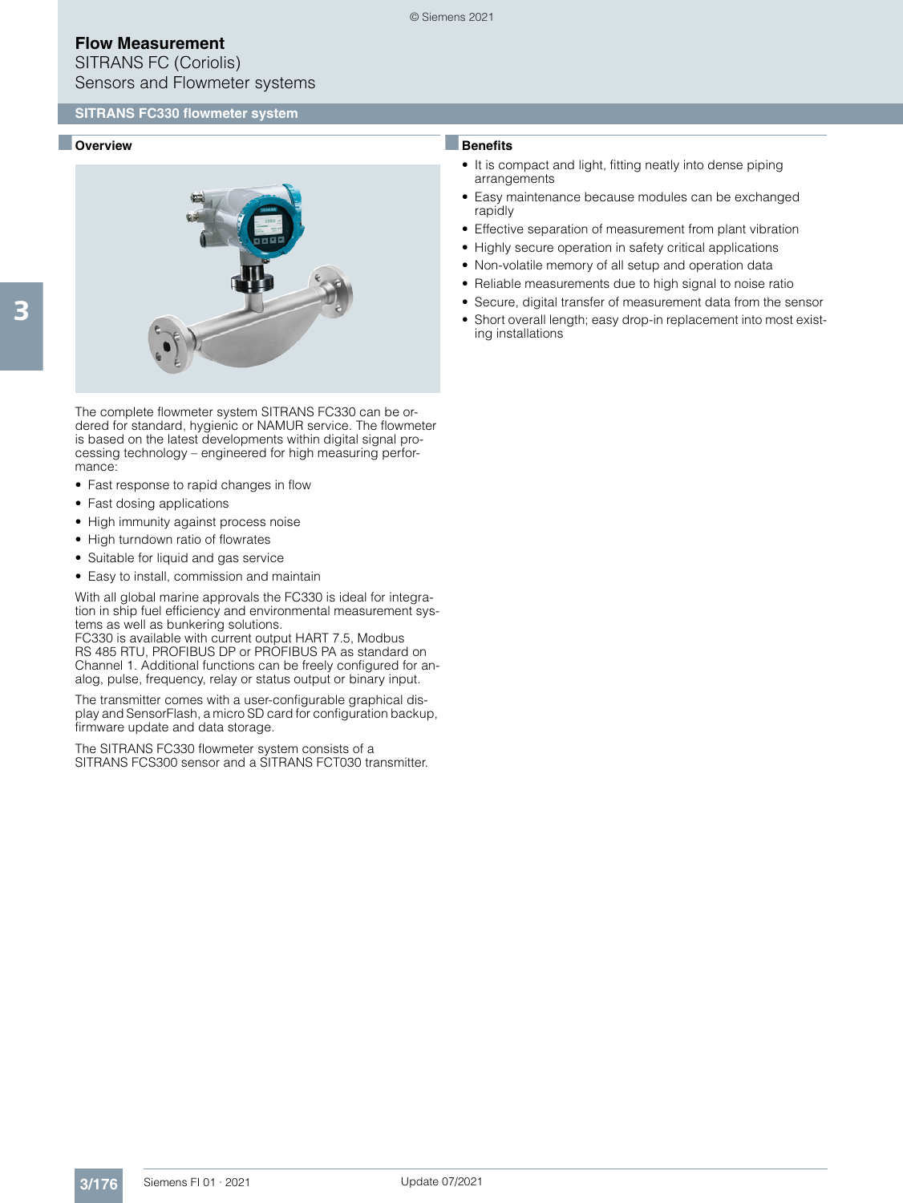# Flow Measurement

SITRANS FC (Coriolis)

Sensors and Flowmeter systems

## SITRANS FC330 flowmeter system

### Overview

The complete flowmeter system SITRANS FC330 can be ordered for standard, hygienic or NAMUR service. The flowmeter is based on the latest developments within digital signal processing technology – engineered for high measuring performance:

- Fast response to rapid changes in flow
- Fast dosing applications
- High immunity against process noise
- High turndown ratio of flowrates
- Suitable for liquid and gas service
- Easy to install, commission and maintain

With all global marine approvals the FC330 is ideal for integration in ship fuel efficiency and environmental measurement systems as well as bunkering solutions.
FC330 is available with current output HART 7.5, Modbus RS 485 RTU, PROFIBUS DP or PROFIBUS PA as standard on Channel 1. Additional functions can be freely configured for analog, pulse, frequency, relay or status output or binary input.

The transmitter comes with a user-configurable graphical display and SensorFlash, a micro SD card for configuration backup, firmware update and data storage.

The SITRANS FC330 flowmeter system consists of a SITRANS FCS300 sensor and a SITRANS FCT030 transmitter.

### Benefits

- It is compact and light, fitting neatly into dense piping arrangements
- Easy maintenance because modules can be exchanged rapidly
- Effective separation of measurement from plant vibration
- Highly secure operation in safety critical applications
- Non-volatile memory of all setup and operation data
- Reliable measurements due to high signal to noise ratio
- Secure, digital transfer of measurement data from the sensor
- Short overall length; easy drop-in replacement into most existing installations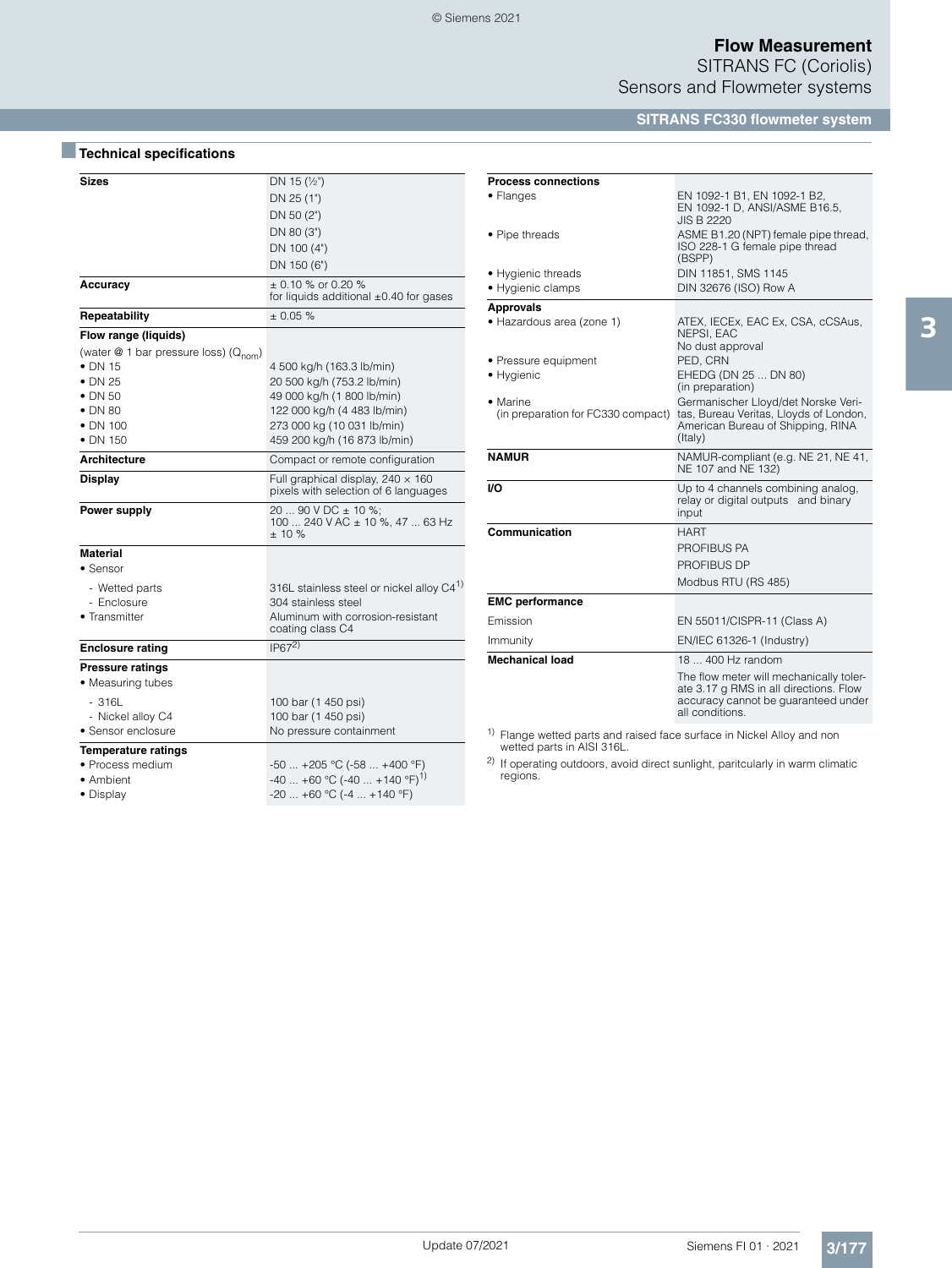## Technical specifications

| | |
|---|---|
| **Sizes** | DN 15 (½") |
| | DN 25 (1") |
| | DN 50 (2") |
| | DN 80 (3") |
| | DN 100 (4") |
| | DN 150 (6") |
| **Accuracy** | ± 0.10 % or 0.20 %<br>for liquids additional ±0.40 for gases |
| **Repeatability** | ± 0.05 % |
| **Flow range (liquids)** | |
| (water @ 1 bar pressure loss) ($Q_{nom}$) | |
| • DN 15 | 4 500 kg/h (163.3 lb/min) |
| • DN 25 | 20 500 kg/h (753.2 lb/min) |
| • DN 50 | 49 000 kg/h (1 800 lb/min) |
| • DN 80 | 122 000 kg/h (4 483 lb/min) |
| • DN 100 | 273 000 kg (10 031 lb/min) |
| • DN 150 | 459 200 kg/h (16 873 lb/min) |
| **Architecture** | Compact or remote configuration |
| **Display** | Full graphical display, 240 × 160 pixels with selection of 6 languages |
| **Power supply** | 20 ... 90 V DC ± 10 %;<br>100 ... 240 V AC ± 10 %, 47 ... 63 Hz ± 10 % |
| **Material** | |
| • Sensor | |
| - Wetted parts | 316L stainless steel or nickel alloy C4[1) ] |
| - Enclosure | 304 stainless steel |
| • Transmitter | Aluminum with corrosion-resistant coating class C4 |
| **Enclosure rating** | IP67[2)] |
| **Pressure ratings** | |
| • Measuring tubes | |
| - 316L | 100 bar (1 450 psi) |
| - Nickel alloy C4 | 100 bar (1 450 psi) |
| • Sensor enclosure | No pressure containment |
| **Temperature ratings** | |
| • Process medium | -50 ... +205 °C (-58 ... +400 °F) |
| • Ambient | -40 ... +60 °C (-40 ... +140 °F)[1)] |
| • Display | -20 ... +60 °C (-4 ... +140 °F) |

| | |
|---|---|
| **Process connections** | |
| • Flanges | EN 1092-1 B1, EN 1092-1 B2, EN 1092-1 D, ANSI/ASME B16.5, JIS B 2220 |
| • Pipe threads | ASME B1.20 (NPT) female pipe thread, ISO 228-1 G female pipe thread (BSPP) |
| • Hygienic threads | DIN 11851, SMS 1145 |
| • Hygienic clamps | DIN 32676 (ISO) Row A |
| **Approvals** | |
| • Hazardous area (zone 1) | ATEX, IECEx, EAC Ex, CSA, cCSAus, NEPSI, EAC<br>No dust approval |
| • Pressure equipment | PED, CRN |
| • Hygienic | EHEDG (DN 25 ... DN 80)<br>(in preparation) |
| • Marine<br>(in preparation for FC330 compact) | Germanischer Lloyd/det Norske Veritas, Bureau Veritas, Lloyds of London, American Bureau of Shipping, RINA (Italy) |
| **NAMUR** | NAMUR-compliant (e.g. NE 21, NE 41, NE 107 and NE 132) |
| **I/O** | Up to 4 channels combining analog, relay or digital outputs and binary input |
| **Communication** | HART |
| | PROFIBUS PA |
| | PROFIBUS DP |
| | Modbus RTU (RS 485) |
| **EMC performance** | |
| Emission | EN 55011/CISPR-11 (Class A) |
| Immunity | EN/IEC 61326-1 (Industry) |
| **Mechanical load** | 18 ... 400 Hz random |
| | The flow meter will mechanically tolerate 3.17 g RMS in all directions. Flow accuracy cannot be guaranteed under all conditions. |

[1)] Flange wetted parts and raised face surface in Nickel Alloy and non wetted parts in AISI 316L.

[2)] If operating outdoors, avoid direct sunlight, paritcularly in warm climatic regions.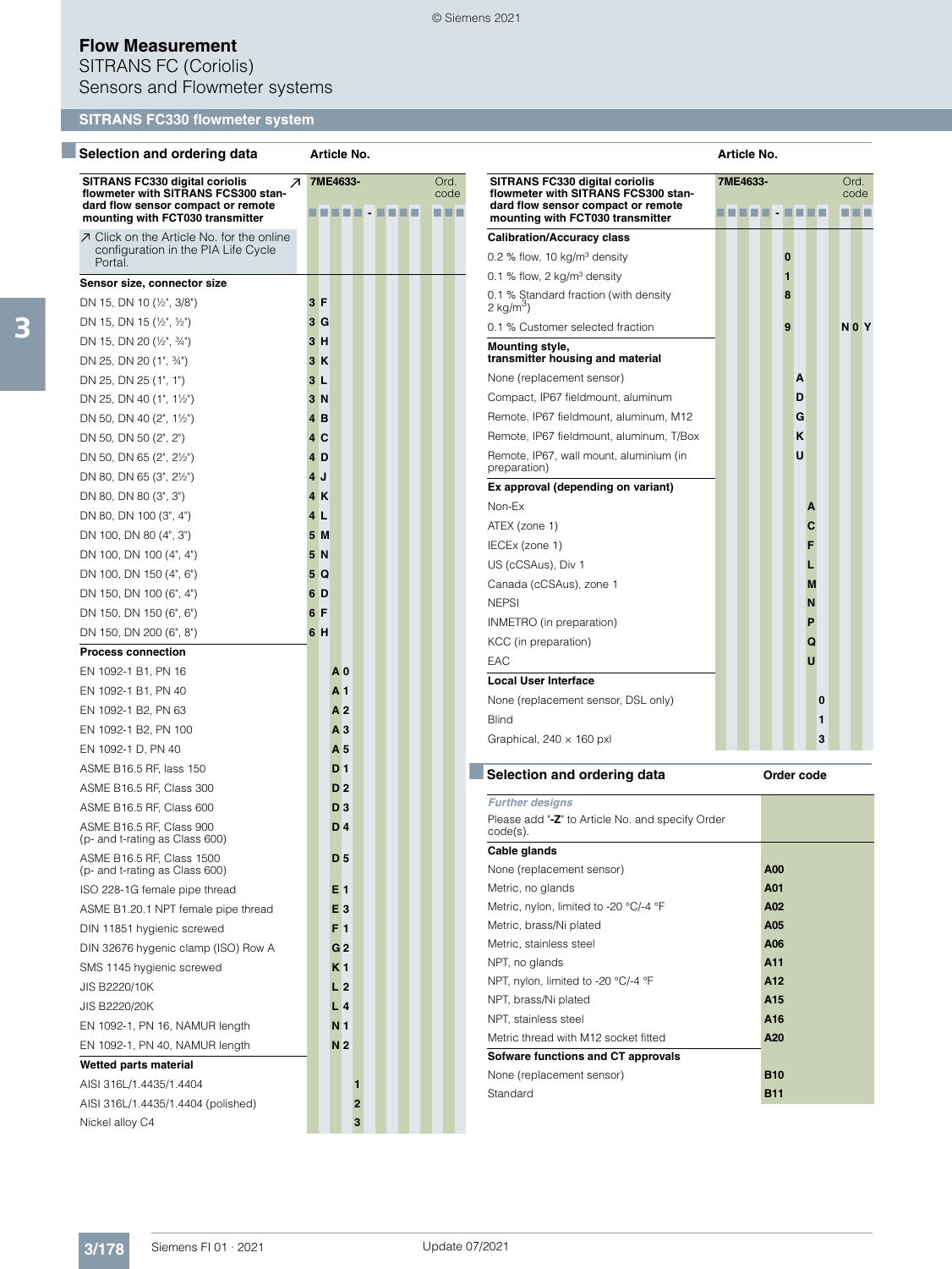# Flow Measurement

SITRANS FC (Coriolis)

Sensors and Flowmeter systems

## SITRANS FC330 flowmeter system

### Selection and ordering data

| SITRANS FC330 digital coriolis flowmeter with SITRANS FCS300 standard flow sensor compact or remote mounting with FCT030 transmitter | Article No. 7ME4633- | Ord. code |
|---|---|---|
| ↗ Click on the Article No. for the online configuration in the PIA Life Cycle Portal. | | |
| **Sensor size, connector size** | | |
| DN 15, DN 10 (½", 3/8") | 3 F | |
| DN 15, DN 15 (½", ½") | 3 G | |
| DN 15, DN 20 (½", ¾") | 3 H | |
| DN 25, DN 20 (1", ¾") | 3 K | |
| DN 25, DN 25 (1", 1") | 3 L | |
| DN 25, DN 40 (1", 1½") | 3 N | |
| DN 50, DN 40 (2", 1½") | 4 B | |
| DN 50, DN 50 (2", 2") | 4 C | |
| DN 50, DN 65 (2", 2½") | 4 D | |
| DN 80, DN 65 (3", 2½") | 4 J | |
| DN 80, DN 80 (3", 3") | 4 K | |
| DN 80, DN 100 (3", 4") | 4 L | |
| DN 100, DN 80 (4", 3") | 5 M | |
| DN 100, DN 100 (4", 4") | 5 N | |
| DN 100, DN 150 (4", 6") | 5 Q | |
| DN 150, DN 100 (6", 4") | 6 D | |
| DN 150, DN 150 (6", 6") | 6 F | |
| DN 150, DN 200 (6", 8") | 6 H | |
| **Process connection** | | |
| EN 1092-1 B1, PN 16 | A 0 | |
| EN 1092-1 B1, PN 40 | A 1 | |
| EN 1092-1 B2, PN 63 | A 2 | |
| EN 1092-1 B2, PN 100 | A 3 | |
| EN 1092-1 D, PN 40 | A 5 | |
| ASME B16.5 RF, lass 150 | D 1 | |
| ASME B16.5 RF, Class 300 | D 2 | |
| ASME B16.5 RF, Class 600 | D 3 | |
| ASME B16.5 RF, Class 900 (p- and t-rating as Class 600) | D 4 | |
| ASME B16.5 RF, Class 1500 (p- and t-rating as Class 600) | D 5 | |
| ISO 228-1G female pipe thread | E 1 | |
| ASME B1.20.1 NPT female pipe thread | E 3 | |
| DIN 11851 hygienic screwed | F 1 | |
| DIN 32676 hygenic clamp (ISO) Row A | G 2 | |
| SMS 1145 hygienic screwed | K 1 | |
| JIS B2220/10K | L 2 | |
| JIS B2220/20K | L 4 | |
| EN 1092-1, PN 16, NAMUR length | N 1 | |
| EN 1092-1, PN 40, NAMUR length | N 2 | |
| **Wetted parts material** | | |
| AISI 316L/1.4435/1.4404 | 1 | |
| AISI 316L/1.4435/1.4404 (polished) | 2 | |
| Nickel alloy C4 | 3 | |

| SITRANS FC330 digital coriolis flowmeter with SITRANS FCS300 standard flow sensor compact or remote mounting with FCT030 transmitter | Article No. 7ME4633- | Ord. code |
|---|---|---|
| **Calibration/Accuracy class** | | |
| 0.2 % flow, 10 kg/m³ density | 0 | |
| 0.1 % flow, 2 kg/m³ density | 1 | |
| 0.1 % Standard fraction (with density 2 kg/m³) | 8 | |
| 0.1 % Customer selected fraction | 9 | N 0 Y |
| **Mounting style, transmitter housing and material** | | |
| None (replacement sensor) | A | |
| Compact, IP67 fieldmount, aluminum | D | |
| Remote, IP67 fieldmount, aluminum, M12 | G | |
| Remote, IP67 fieldmount, aluminum, T/Box | K | |
| Remote, IP67, wall mount, aluminium (in preparation) | U | |
| **Ex approval (depending on variant)** | | |
| Non-Ex | A | |
| ATEX (zone 1) | C | |
| IECEx (zone 1) | F | |
| US (cCSAus), Div 1 | L | |
| Canada (cCSAus), zone 1 | M | |
| NEPSI | N | |
| INMETRO (in preparation) | P | |
| KCC (in preparation) | Q | |
| EAC | U | |
| **Local User Interface** | | |
| None (replacement sensor, DSL only) | 0 | |
| Blind | 1 | |
| Graphical, 240 × 160 pxl | 3 | |

### Selection and ordering data

| | Order code |
|---|---|
| *Further designs* | |
| Please add "-Z" to Article No. and specify Order code(s). | |
| **Cable glands** | |
| None (replacement sensor) | A00 |
| Metric, no glands | A01 |
| Metric, nylon, limited to -20 °C/-4 °F | A02 |
| Metric, brass/Ni plated | A05 |
| Metric, stainless steel | A06 |
| NPT, no glands | A11 |
| NPT, nylon, limited to -20 °C/-4 °F | A12 |
| NPT, brass/Ni plated | A15 |
| NPT, stainless steel | A16 |
| Metric thread with M12 socket fitted | A20 |
| **Sofware functions and CT approvals** | |
| None (replacement sensor) | B10 |
| Standard | B11 |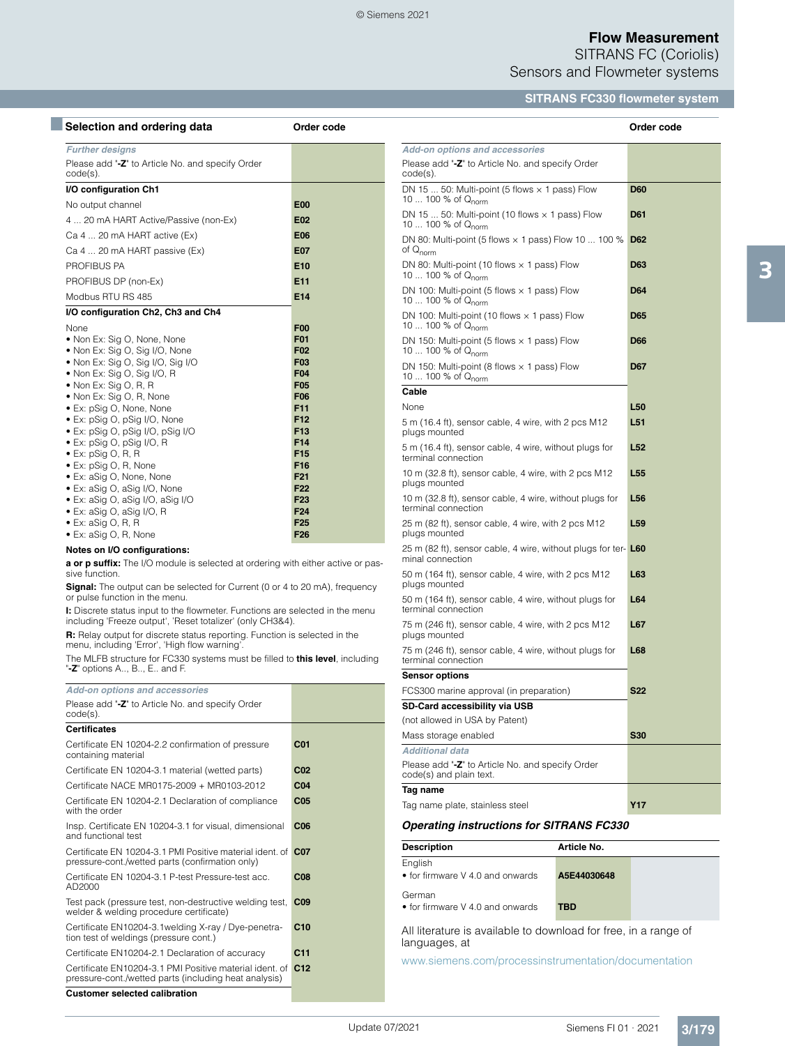## Selection and ordering data

| | Order code |
|---|---|
| ***Further designs*** | |
| Please add "**-Z**" to Article No. and specify Order code(s). | |
| **I/O configuration Ch1** | |
| No output channel | **E00** |
| 4 ... 20 mA HART Active/Passive (non-Ex) | **E02** |
| Ca 4 ... 20 mA HART active (Ex) | **E06** |
| Ca 4 ... 20 mA HART passive (Ex) | **E07** |
| PROFIBUS PA | **E10** |
| PROFIBUS DP (non-Ex) | **E11** |
| Modbus RTU RS 485 | **E14** |
| **I/O configuration Ch2, Ch3 and Ch4** | |
| None | **F00** |
| • Non Ex: Sig O, None, None | **F01** |
| • Non Ex: Sig O, Sig I/O, None | **F02** |
| • Non Ex: Sig O, Sig I/O, Sig I/O | **F03** |
| • Non Ex: Sig O, Sig I/O, R | **F04** |
| • Non Ex: Sig O, R, R | **F05** |
| • Non Ex: Sig O, R, None | **F06** |
| • Ex: pSig O, None, None | **F11** |
| • Ex: pSig O, pSig I/O, None | **F12** |
| • Ex: pSig O, pSig I/O, pSig I/O | **F13** |
| • Ex: pSig O, pSig I/O, R | **F14** |
| • Ex: pSig O, R, R | **F15** |
| • Ex: pSig O, R, None | **F16** |
| • Ex: aSig O, None, None | **F21** |
| • Ex: aSig O, aSig I/O, None | **F22** |
| • Ex: aSig O, aSig I/O, aSig I/O | **F23** |
| • Ex: aSig O, aSig I/O, R | **F24** |
| • Ex: aSig O, R, R | **F25** |
| • Ex: aSig O, R, None | **F26** |

**Notes on I/O configurations:**

**a or p suffix:** The I/O module is selected at ordering with either active or passive function.

**Signal:** The output can be selected for Current (0 or 4 to 20 mA), frequency or pulse function in the menu.

**I:** Discrete status input to the flowmeter. Functions are selected in the menu including 'Freeze output', 'Reset totalizer' (only CH3&4).

**R:** Relay output for discrete status reporting. Function is selected in the menu, including 'Error', 'High flow warning'.

The MLFB structure for FC330 systems must be filled to **this level**, including "**-Z**" options A.., B.., E.. and F.

| | Order code |
|---|---|
| ***Add-on options and accessories*** | |
| Please add "**-Z**" to Article No. and specify Order code(s). | |
| **Certificates** | |
| Certificate EN 10204-2.2 confirmation of pressure containing material | **C01** |
| Certificate EN 10204-3.1 material (wetted parts) | **C02** |
| Certificate NACE MR0175-2009 + MR0103-2012 | **C04** |
| Certificate EN 10204-2.1 Declaration of compliance with the order | **C05** |
| Insp. Certificate EN 10204-3.1 for visual, dimensional and functional test | **C06** |
| Certificate EN 10204-3.1 PMI Positive material ident. of pressure-cont./wetted parts (confirmation only) | **C07** |
| Certificate EN 10204-3.1 P-test Pressure-test acc. AD2000 | **C08** |
| Test pack (pressure test, non-destructive welding test, welder & welding procedure certificate) | **C09** |
| Certificate EN10204-3.1welding X-ray / Dye-penetration test of weldings (pressure cont.) | **C10** |
| Certificate EN10204-2.1 Declaration of accuracy | **C11** |
| Certificate EN10204-3.1 PMI Positive material ident. of pressure-cont./wetted parts (including heat analysis) | **C12** |
| **Customer selected calibration** | |
| DN 15 ... 50: Multi-point (5 flows × 1 pass) Flow 10 ... 100 % of $Q_{norm}$ | **D60** |
| DN 15 ... 50: Multi-point (10 flows × 1 pass) Flow 10 ... 100 % of $Q_{norm}$ | **D61** |
| DN 80: Multi-point (5 flows × 1 pass) Flow 10 ... 100 % of $Q_{norm}$ | **D62** |
| DN 80: Multi-point (10 flows × 1 pass) Flow 10 ... 100 % of $Q_{norm}$ | **D63** |
| DN 100: Multi-point (5 flows × 1 pass) Flow 10 ... 100 % of $Q_{norm}$ | **D64** |
| DN 100: Multi-point (10 flows × 1 pass) Flow 10 ... 100 % of $Q_{norm}$ | **D65** |
| DN 150: Multi-point (5 flows × 1 pass) Flow 10 ... 100 % of $Q_{norm}$ | **D66** |
| DN 150: Multi-point (8 flows × 1 pass) Flow 10 ... 100 % of $Q_{norm}$ | **D67** |
| **Cable** | |
| None | **L50** |
| 5 m (16.4 ft), sensor cable, 4 wire, with 2 pcs M12 plugs mounted | **L51** |
| 5 m (16.4 ft), sensor cable, 4 wire, without plugs for terminal connection | **L52** |
| 10 m (32.8 ft), sensor cable, 4 wire, with 2 pcs M12 plugs mounted | **L55** |
| 10 m (32.8 ft), sensor cable, 4 wire, without plugs for terminal connection | **L56** |
| 25 m (82 ft), sensor cable, 4 wire, with 2 pcs M12 plugs mounted | **L59** |
| 25 m (82 ft), sensor cable, 4 wire, without plugs for terminal connection | **L60** |
| 50 m (164 ft), sensor cable, 4 wire, with 2 pcs M12 plugs mounted | **L63** |
| 50 m (164 ft), sensor cable, 4 wire, without plugs for terminal connection | **L64** |
| 75 m (246 ft), sensor cable, 4 wire, with 2 pcs M12 plugs mounted | **L67** |
| 75 m (246 ft), sensor cable, 4 wire, without plugs for terminal connection | **L68** |
| **Sensor options** | |
| FCS300 marine approval (in preparation) | **S22** |
| **SD-Card accessibility via USB** | |
| (not allowed in USA by Patent) | |
| Mass storage enabled | **S30** |
| ***Additional data*** | |
| Please add "**-Z**" to Article No. and specify Order code(s) and plain text. | |
| **Tag name** | |
| Tag name plate, stainless steel | **Y17** |

### *Operating instructions for SITRANS FC330*

| Description | Article No. |
|---|---|
| English | |
| • for firmware V 4.0 and onwards | **A5E44030648** |
| German | |
| • for firmware V 4.0 and onwards | **TBD** |

All literature is available to download for free, in a range of languages, at

www.siemens.com/processinstrumentation/documentation